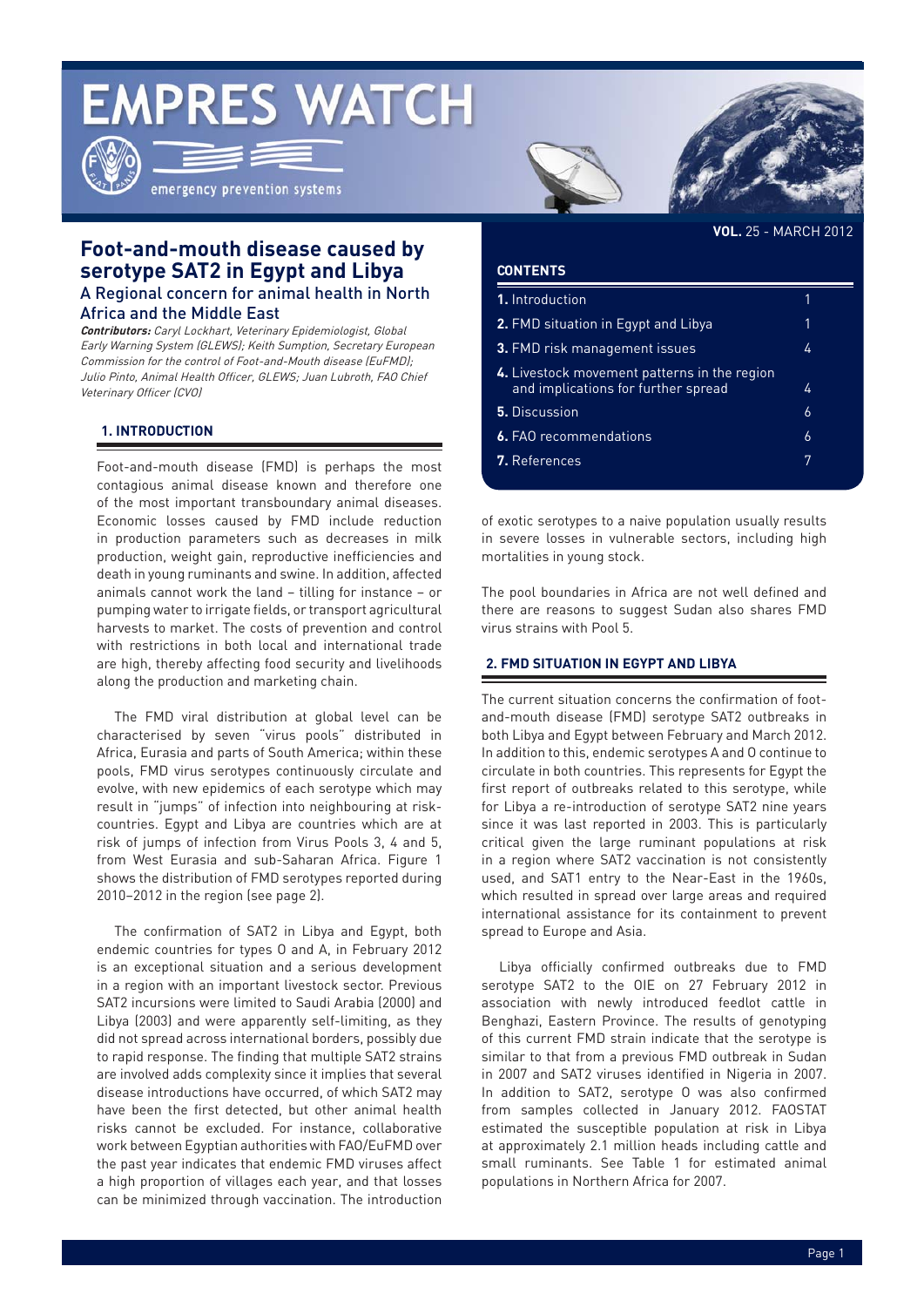# EMPRES WATCH

emergency prevention systems

**VOL.** 25 - MARCH 2012

## Foot-and-mouth disease caused by serotype SAT2 in Egypt and Libya

### A Regional concern for animal health in North Africa and the Middle East

***Contributors:*** *Caryl Lockhart, Veterinary Epidemiologist, Global Early Warning System (GLEWS); Keith Sumption, Secretary European Commission for the control of Foot-and-Mouth disease (EuFMD); Julio Pinto, Animal Health Officer, GLEWS; Juan Lubroth, FAO Chief Veterinary Officer (CVO)*

**CONTENTS**

| | |
|---|---|
| **1.** Introduction | 1 |
| **2.** FMD situation in Egypt and Libya | 1 |
| **3.** FMD risk management issues | 4 |
| **4.** Livestock movement patterns in the region and implications for further spread | 4 |
| **5.** Discussion | 6 |
| **6.** FAO recommendations | 6 |
| **7.** References | 7 |

## 1. INTRODUCTION

Foot-and-mouth disease (FMD) is perhaps the most contagious animal disease known and therefore one of the most important transboundary animal diseases. Economic losses caused by FMD include reduction in production parameters such as decreases in milk production, weight gain, reproductive inefficiencies and death in young ruminants and swine. In addition, affected animals cannot work the land – tilling for instance – or pumping water to irrigate fields, or transport agricultural harvests to market. The costs of prevention and control with restrictions in both local and international trade are high, thereby affecting food security and livelihoods along the production and marketing chain.

The FMD viral distribution at global level can be characterised by seven "virus pools" distributed in Africa, Eurasia and parts of South America; within these pools, FMD virus serotypes continuously circulate and evolve, with new epidemics of each serotype which may result in "jumps" of infection into neighbouring at risk-countries. Egypt and Libya are countries which are at risk of jumps of infection from Virus Pools 3, 4 and 5, from West Eurasia and sub-Saharan Africa. Figure 1 shows the distribution of FMD serotypes reported during 2010–2012 in the region (see page 2).

The confirmation of SAT2 in Libya and Egypt, both endemic countries for types O and A, in February 2012 is an exceptional situation and a serious development in a region with an important livestock sector. Previous SAT2 incursions were limited to Saudi Arabia (2000) and Libya (2003) and were apparently self-limiting, as they did not spread across international borders, possibly due to rapid response. The finding that multiple SAT2 strains are involved adds complexity since it implies that several disease introductions have occurred, of which SAT2 may have been the first detected, but other animal health risks cannot be excluded. For instance, collaborative work between Egyptian authorities with FAO/EuFMD over the past year indicates that endemic FMD viruses affect a high proportion of villages each year, and that losses can be minimized through vaccination. The introduction of exotic serotypes to a naive population usually results in severe losses in vulnerable sectors, including high mortalities in young stock.

The pool boundaries in Africa are not well defined and there are reasons to suggest Sudan also shares FMD virus strains with Pool 5.

## 2. FMD SITUATION IN EGYPT AND LIBYA

The current situation concerns the confirmation of foot-and-mouth disease (FMD) serotype SAT2 outbreaks in both Libya and Egypt between February and March 2012. In addition to this, endemic serotypes A and O continue to circulate in both countries. This represents for Egypt the first report of outbreaks related to this serotype, while for Libya a re-introduction of serotype SAT2 nine years since it was last reported in 2003. This is particularly critical given the large ruminant populations at risk in a region where SAT2 vaccination is not consistently used, and SAT1 entry to the Near-East in the 1960s, which resulted in spread over large areas and required international assistance for its containment to prevent spread to Europe and Asia.

Libya officially confirmed outbreaks due to FMD serotype SAT2 to the OIE on 27 February 2012 in association with newly introduced feedlot cattle in Benghazi, Eastern Province. The results of genotyping of this current FMD strain indicate that the serotype is similar to that from a previous FMD outbreak in Sudan in 2007 and SAT2 viruses identified in Nigeria in 2007. In addition to SAT2, serotype O was also confirmed from samples collected in January 2012. FAOSTAT estimated the susceptible population at risk in Libya at approximately 2.1 million heads including cattle and small ruminants. See Table 1 for estimated animal populations in Northern Africa for 2007.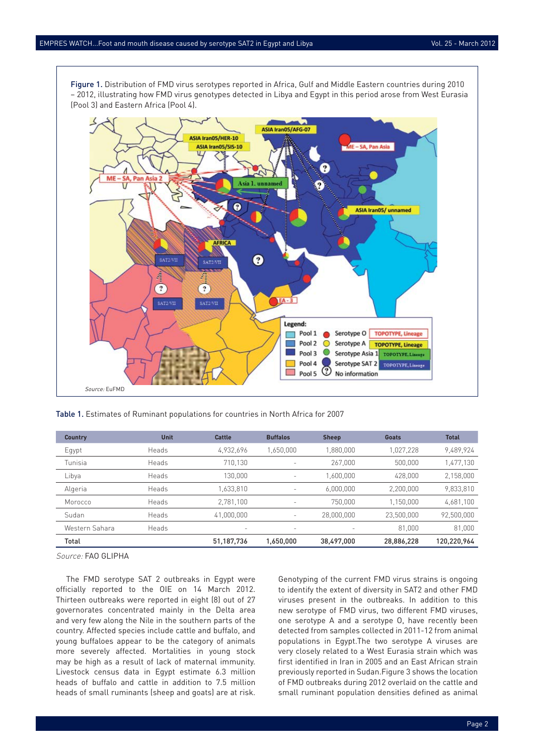Figure 1. Distribution of FMD virus serotypes reported in Africa, Gulf and Middle Eastern countries during 2010 – 2012, illustrating how FMD virus genotypes detected in Libya and Egypt in this period arose from West Eurasia (Pool 3) and Eastern Africa (Pool 4).

*Source:* EuFMD

Table 1. Estimates of Ruminant populations for countries in North Africa for 2007

| Country | Unit | Cattle | Buffalos | Sheep | Goats | Total |
|---|---|---|---|---|---|---|
| Egypt | Heads | 4,932,696 | 1,650,000 | 1,880,000 | 1,027,228 | 9,489,924 |
| Tunisia | Heads | 710,130 | - | 267,000 | 500,000 | 1,477,130 |
| Libya | Heads | 130,000 | - | 1,600,000 | 428,000 | 2,158,000 |
| Algeria | Heads | 1,633,810 | - | 6,000,000 | 2,200,000 | 9,833,810 |
| Morocco | Heads | 2,781,100 | - | 750,000 | 1,150,000 | 4,681,100 |
| Sudan | Heads | 41,000,000 | - | 28,000,000 | 23,500,000 | 92,500,000 |
| Western Sahara | Heads | - | - | - | 81,000 | 81,000 |
| **Total** | | **51,187,736** | **1,650,000** | **38,497,000** | **28,886,228** | **120,220,964** |

*Source:* FAO GLIPHA

The FMD serotype SAT 2 outbreaks in Egypt were officially reported to the OIE on 14 March 2012. Thirteen outbreaks were reported in eight (8) out of 27 governorates concentrated mainly in the Delta area and very few along the Nile in the southern parts of the country. Affected species include cattle and buffalo, and young buffaloes appear to be the category of animals more severely affected. Mortalities in young stock may be high as a result of lack of maternal immunity. Livestock census data in Egypt estimate 6.3 million heads of buffalo and cattle in addition to 7.5 million heads of small ruminants (sheep and goats) are at risk.

Genotyping of the current FMD virus strains is ongoing to identify the extent of diversity in SAT2 and other FMD viruses present in the outbreaks. In addition to this new serotype of FMD virus, two different FMD viruses, one serotype A and a serotype O, have recently been detected from samples collected in 2011-12 from animal populations in Egypt.The two serotype A viruses are very closely related to a West Eurasia strain which was first identified in Iran in 2005 and an East African strain previously reported in Sudan.Figure 3 shows the location of FMD outbreaks during 2012 overlaid on the cattle and small ruminant population densities defined as animal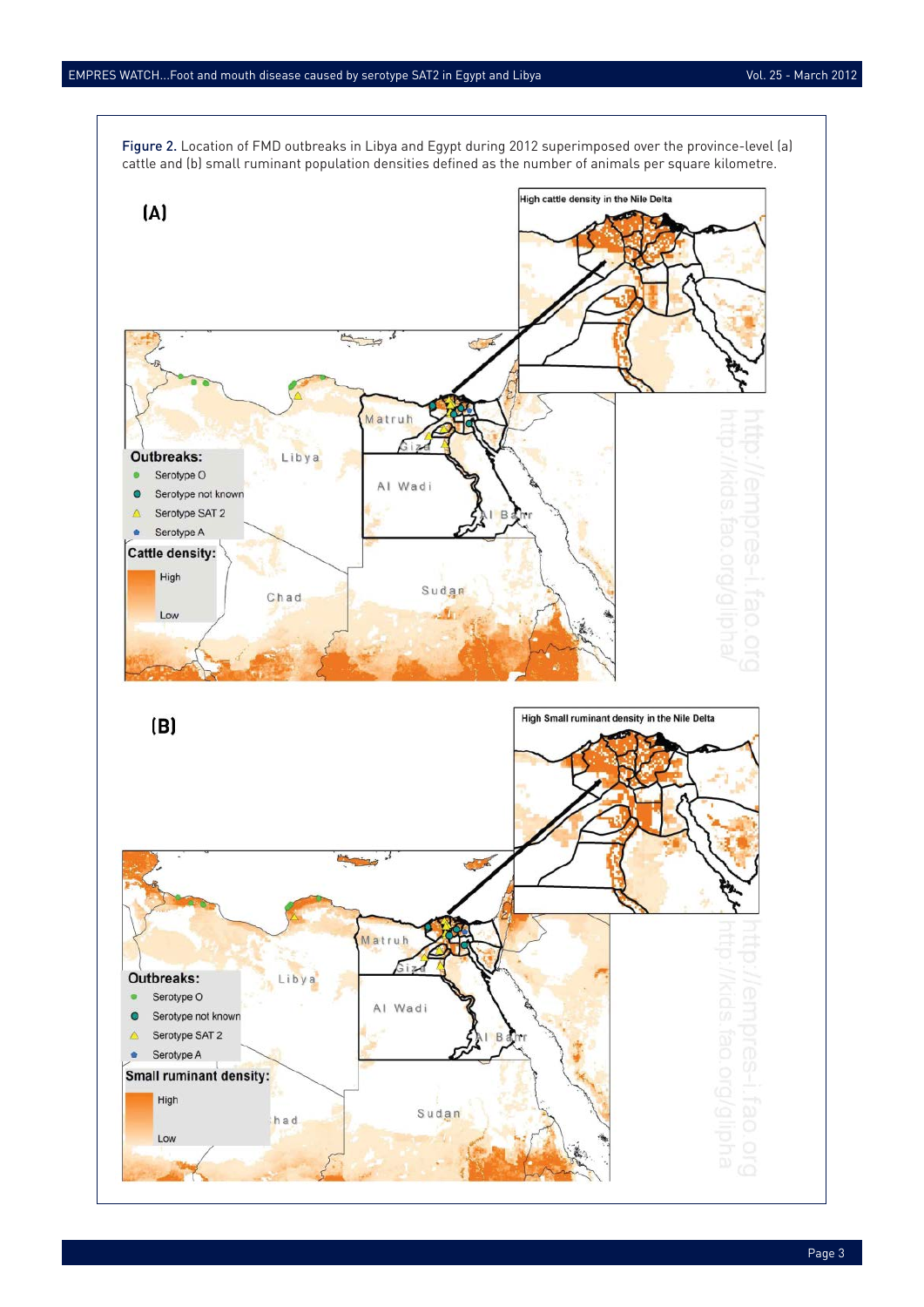Figure 2. Location of FMD outbreaks in Libya and Egypt during 2012 superimposed over the province-level (a) cattle and (b) small ruminant population densities defined as the number of animals per square kilometre.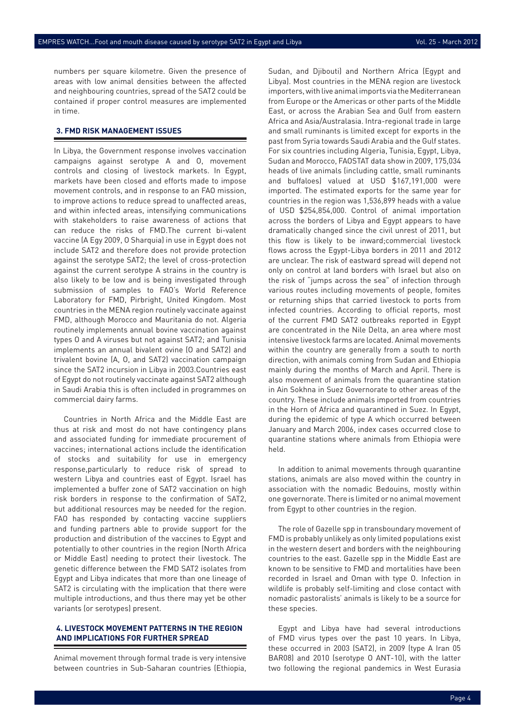numbers per square kilometre. Given the presence of areas with low animal densities between the affected and neighbouring countries, spread of the SAT2 could be contained if proper control measures are implemented in time.

## 3. FMD RISK MANAGEMENT ISSUES

In Libya, the Government response involves vaccination campaigns against serotype A and O, movement controls and closing of livestock markets. In Egypt, markets have been closed and efforts made to impose movement controls, and in response to an FAO mission, to improve actions to reduce spread to unaffected areas, and within infected areas, intensifying communications with stakeholders to raise awareness of actions that can reduce the risks of FMD.The current bi-valent vaccine (A Egy 2009, O Sharquia) in use in Egypt does not include SAT2 and therefore does not provide protection against the serotype SAT2; the level of cross-protection against the current serotype A strains in the country is also likely to be low and is being investigated through submission of samples to FAO's World Reference Laboratory for FMD, Pirbright, United Kingdom. Most countries in the MENA region routinely vaccinate against FMD, although Morocco and Mauritania do not. Algeria routinely implements annual bovine vaccination against types O and A viruses but not against SAT2; and Tunisia implements an annual bivalent ovine (O and SAT2) and trivalent bovine (A, O, and SAT2) vaccination campaign since the SAT2 incursion in Libya in 2003.Countries east of Egypt do not routinely vaccinate against SAT2 although in Saudi Arabia this is often included in programmes on commercial dairy farms.

Countries in North Africa and the Middle East are thus at risk and most do not have contingency plans and associated funding for immediate procurement of vaccines; international actions include the identification of stocks and suitability for use in emergency response,particularly to reduce risk of spread to western Libya and countries east of Egypt. Israel has implemented a buffer zone of SAT2 vaccination on high risk borders in response to the confirmation of SAT2, but additional resources may be needed for the region. FAO has responded by contacting vaccine suppliers and funding partners able to provide support for the production and distribution of the vaccines to Egypt and potentially to other countries in the region (North Africa or Middle East) needing to protect their livestock. The genetic difference between the FMD SAT2 isolates from Egypt and Libya indicates that more than one lineage of SAT2 is circulating with the implication that there were multiple introductions, and thus there may yet be other variants (or serotypes) present.

## 4. LIVESTOCK MOVEMENT PATTERNS IN THE REGION AND IMPLICATIONS FOR FURTHER SPREAD

Animal movement through formal trade is very intensive between countries in Sub-Saharan countries (Ethiopia, Sudan, and Djibouti) and Northern Africa (Egypt and Libya). Most countries in the MENA region are livestock importers, with live animal imports via the Mediterranean from Europe or the Americas or other parts of the Middle East, or across the Arabian Sea and Gulf from eastern Africa and Asia/Australasia. Intra-regional trade in large and small ruminants is limited except for exports in the past from Syria towards Saudi Arabia and the Gulf states. For six countries including Algeria, Tunisia, Egypt, Libya, Sudan and Morocco, FAOSTAT data show in 2009, 175,034 heads of live animals (including cattle, small ruminants and buffaloes) valued at USD $167,191,000 were imported. The estimated exports for the same year for countries in the region was 1,536,899 heads with a value of USD $254,854,000. Control of animal importation across the borders of Libya and Egypt appears to have dramatically changed since the civil unrest of 2011, but this flow is likely to be inward;commercial livestock flows across the Egypt-Libya borders in 2011 and 2012 are unclear. The risk of eastward spread will depend not only on control at land borders with Israel but also on the risk of "jumps across the sea" of infection through various routes including movements of people, fomites or returning ships that carried livestock to ports from infected countries. According to official reports, most of the current FMD SAT2 outbreaks reported in Egypt are concentrated in the Nile Delta, an area where most intensive livestock farms are located. Animal movements within the country are generally from a south to north direction, with animals coming from Sudan and Ethiopia mainly during the months of March and April. There is also movement of animals from the quarantine station in Ain Sokhna in Suez Governorate to other areas of the country. These include animals imported from countries in the Horn of Africa and quarantined in Suez. In Egypt, during the epidemic of type A which occurred between January and March 2006, index cases occurred close to quarantine stations where animals from Ethiopia were held.

In addition to animal movements through quarantine stations, animals are also moved within the country in association with the nomadic Bedouins, mostly within one governorate. There is limited or no animal movement from Egypt to other countries in the region.

The role of Gazelle spp in transboundary movement of FMD is probably unlikely as only limited populations exist in the western desert and borders with the neighbouring countries to the east. Gazelle spp in the Middle East are known to be sensitive to FMD and mortalities have been recorded in Israel and Oman with type O. Infection in wildlife is probably self-limiting and close contact with nomadic pastoralists' animals is likely to be a source for these species.

Egypt and Libya have had several introductions of FMD virus types over the past 10 years. In Libya, these occurred in 2003 (SAT2), in 2009 (type A Iran 05 BAR08) and 2010 (serotype O ANT-10), with the latter two following the regional pandemics in West Eurasia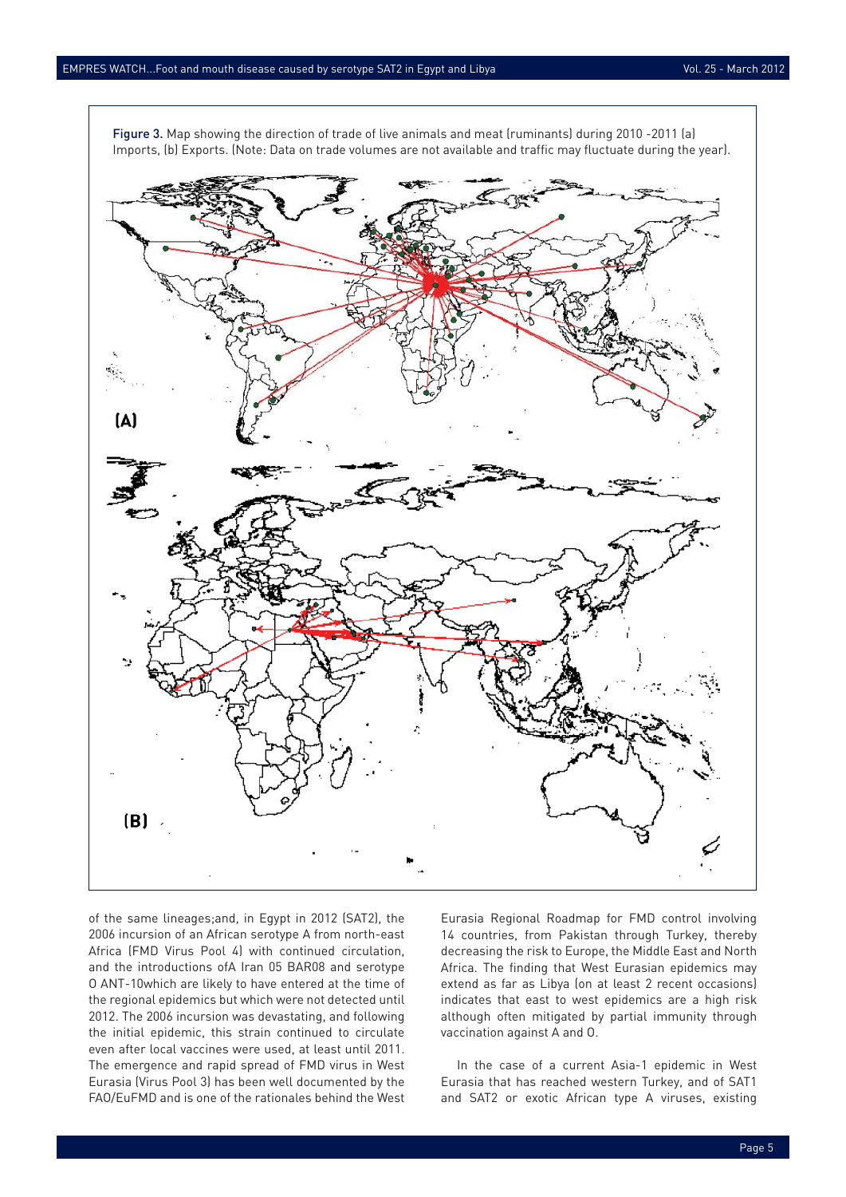Figure 3. Map showing the direction of trade of live animals and meat (ruminants) during 2010 -2011 (a) Imports, (b) Exports. (Note: Data on trade volumes are not available and traffic may fluctuate during the year).

of the same lineages;and, in Egypt in 2012 (SAT2), the 2006 incursion of an African serotype A from north-east Africa (FMD Virus Pool 4) with continued circulation, and the introductions ofA Iran 05 BAR08 and serotype O ANT-10which are likely to have entered at the time of the regional epidemics but which were not detected until 2012. The 2006 incursion was devastating, and following the initial epidemic, this strain continued to circulate even after local vaccines were used, at least until 2011. The emergence and rapid spread of FMD virus in West Eurasia (Virus Pool 3) has been well documented by the FAO/EuFMD and is one of the rationales behind the West Eurasia Regional Roadmap for FMD control involving 14 countries, from Pakistan through Turkey, thereby decreasing the risk to Europe, the Middle East and North Africa. The finding that West Eurasian epidemics may extend as far as Libya (on at least 2 recent occasions) indicates that east to west epidemics are a high risk although often mitigated by partial immunity through vaccination against A and O.

In the case of a current Asia-1 epidemic in West Eurasia that has reached western Turkey, and of SAT1 and SAT2 or exotic African type A viruses, existing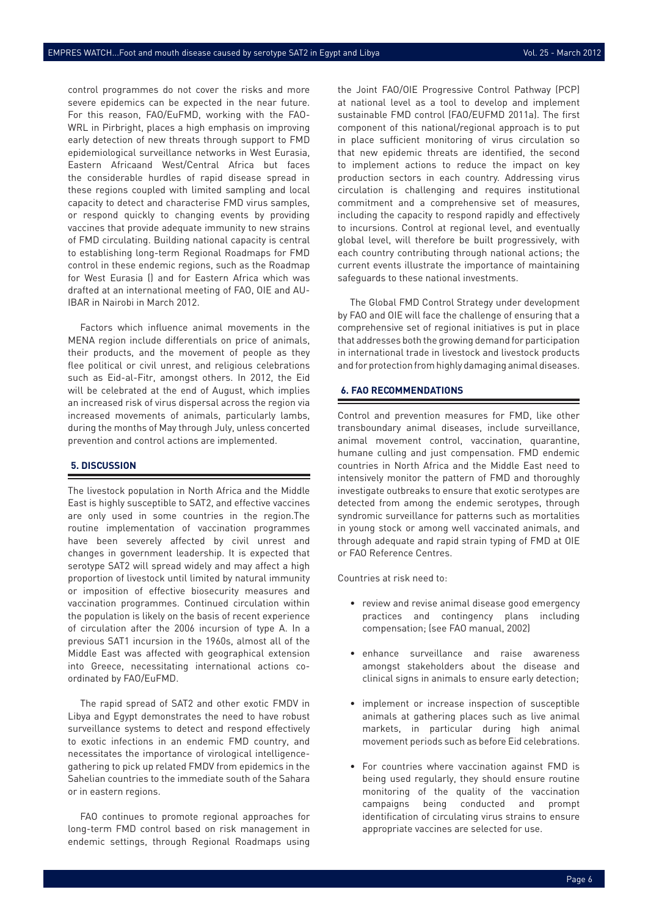control programmes do not cover the risks and more severe epidemics can be expected in the near future. For this reason, FAO/EuFMD, working with the FAO-WRL in Pirbright, places a high emphasis on improving early detection of new threats through support to FMD epidemiological surveillance networks in West Eurasia, Eastern Africaand West/Central Africa but faces the considerable hurdles of rapid disease spread in these regions coupled with limited sampling and local capacity to detect and characterise FMD virus samples, or respond quickly to changing events by providing vaccines that provide adequate immunity to new strains of FMD circulating. Building national capacity is central to establishing long-term Regional Roadmaps for FMD control in these endemic regions, such as the Roadmap for West Eurasia () and for Eastern Africa which was drafted at an international meeting of FAO, OIE and AU-IBAR in Nairobi in March 2012.

Factors which influence animal movements in the MENA region include differentials on price of animals, their products, and the movement of people as they flee political or civil unrest, and religious celebrations such as Eid-al-Fitr, amongst others. In 2012, the Eid will be celebrated at the end of August, which implies an increased risk of virus dispersal across the region via increased movements of animals, particularly lambs, during the months of May through July, unless concerted prevention and control actions are implemented.

## 5. DISCUSSION

The livestock population in North Africa and the Middle East is highly susceptible to SAT2, and effective vaccines are only used in some countries in the region.The routine implementation of vaccination programmes have been severely affected by civil unrest and changes in government leadership. It is expected that serotype SAT2 will spread widely and may affect a high proportion of livestock until limited by natural immunity or imposition of effective biosecurity measures and vaccination programmes. Continued circulation within the population is likely on the basis of recent experience of circulation after the 2006 incursion of type A. In a previous SAT1 incursion in the 1960s, almost all of the Middle East was affected with geographical extension into Greece, necessitating international actions co-ordinated by FAO/EuFMD.

The rapid spread of SAT2 and other exotic FMDV in Libya and Egypt demonstrates the need to have robust surveillance systems to detect and respond effectively to exotic infections in an endemic FMD country, and necessitates the importance of virological intelligence-gathering to pick up related FMDV from epidemics in the Sahelian countries to the immediate south of the Sahara or in eastern regions.

FAO continues to promote regional approaches for long-term FMD control based on risk management in endemic settings, through Regional Roadmaps using the Joint FAO/OIE Progressive Control Pathway (PCP) at national level as a tool to develop and implement sustainable FMD control (FAO/EUFMD 2011a). The first component of this national/regional approach is to put in place sufficient monitoring of virus circulation so that new epidemic threats are identified, the second to implement actions to reduce the impact on key production sectors in each country. Addressing virus circulation is challenging and requires institutional commitment and a comprehensive set of measures, including the capacity to respond rapidly and effectively to incursions. Control at regional level, and eventually global level, will therefore be built progressively, with each country contributing through national actions; the current events illustrate the importance of maintaining safeguards to these national investments.

The Global FMD Control Strategy under development by FAO and OIE will face the challenge of ensuring that a comprehensive set of regional initiatives is put in place that addresses both the growing demand for participation in international trade in livestock and livestock products and for protection from highly damaging animal diseases.

## 6. FAO RECOMMENDATIONS

Control and prevention measures for FMD, like other transboundary animal diseases, include surveillance, animal movement control, vaccination, quarantine, humane culling and just compensation. FMD endemic countries in North Africa and the Middle East need to intensively monitor the pattern of FMD and thoroughly investigate outbreaks to ensure that exotic serotypes are detected from among the endemic serotypes, through syndromic surveillance for patterns such as mortalities in young stock or among well vaccinated animals, and through adequate and rapid strain typing of FMD at OIE or FAO Reference Centres.

Countries at risk need to:

- review and revise animal disease good emergency practices and contingency plans including compensation; (see FAO manual, 2002)
- enhance surveillance and raise awareness amongst stakeholders about the disease and clinical signs in animals to ensure early detection;
- implement or increase inspection of susceptible animals at gathering places such as live animal markets, in particular during high animal movement periods such as before Eid celebrations.
- For countries where vaccination against FMD is being used regularly, they should ensure routine monitoring of the quality of the vaccination campaigns being conducted and prompt identification of circulating virus strains to ensure appropriate vaccines are selected for use.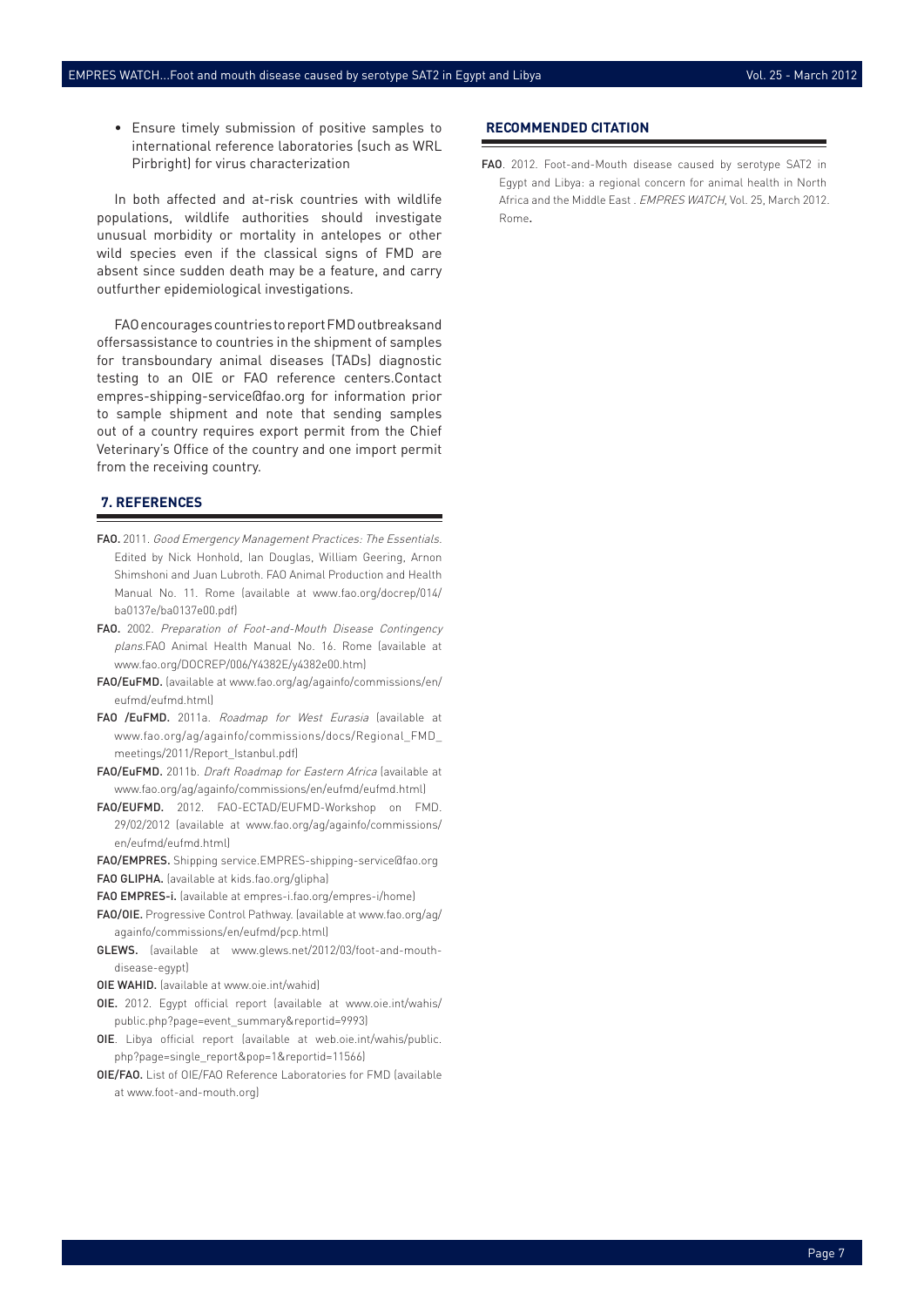- Ensure timely submission of positive samples to international reference laboratories (such as WRL Pirbright) for virus characterization

In both affected and at-risk countries with wildlife populations, wildlife authorities should investigate unusual morbidity or mortality in antelopes or other wild species even if the classical signs of FMD are absent since sudden death may be a feature, and carry outfurther epidemiological investigations.

FAO encourages countries to report FMD outbreaksand offersassistance to countries in the shipment of samples for transboundary animal diseases (TADs) diagnostic testing to an OIE or FAO reference centers.Contact empres-shipping-service@fao.org for information prior to sample shipment and note that sending samples out of a country requires export permit from the Chief Veterinary's Office of the country and one import permit from the receiving country.

## 7. REFERENCES

**FAO.** 2011. *Good Emergency Management Practices: The Essentials.* Edited by Nick Honhold, Ian Douglas, William Geering, Arnon Shimshoni and Juan Lubroth. FAO Animal Production and Health Manual No. 11. Rome (available at www.fao.org/docrep/014/ba0137e/ba0137e00.pdf)

**FAO.** 2002. *Preparation of Foot-and-Mouth Disease Contingency plans.*FAO Animal Health Manual No. 16. Rome (available at www.fao.org/DOCREP/006/Y4382E/y4382e00.htm)

**FAO/EuFMD.** (available at www.fao.org/ag/againfo/commissions/en/eufmd/eufmd.html)

**FAO /EuFMD.** 2011a. *Roadmap for West Eurasia* (available at www.fao.org/ag/againfo/commissions/docs/Regional_FMD_meetings/2011/Report_Istanbul.pdf)

**FAO/EuFMD.** 2011b. *Draft Roadmap for Eastern Africa* (available at www.fao.org/ag/againfo/commissions/en/eufmd/eufmd.html)

**FAO/EUFMD.** 2012. FAO-ECTAD/EUFMD-Workshop on FMD. 29/02/2012 (available at www.fao.org/ag/againfo/commissions/en/eufmd/eufmd.html)

**FAO/EMPRES.** Shipping service.EMPRES-shipping-service@fao.org

**FAO GLIPHA.** (available at kids.fao.org/glipha)

**FAO EMPRES-i.** (available at empres-i.fao.org/empres-i/home)

**FAO/OIE.** Progressive Control Pathway. (available at www.fao.org/ag/againfo/commissions/en/eufmd/pcp.html)

**GLEWS.** (available at www.glews.net/2012/03/foot-and-mouth-disease-egypt)

**OIE WAHID.** (available at www.oie.int/wahid)

**OIE.** 2012. Egypt official report (available at www.oie.int/wahis/public.php?page=event_summary&reportid=9993)

**OIE**. Libya official report (available at web.oie.int/wahis/public.php?page=single_report&pop=1&reportid=11566)

**OIE/FAO.** List of OIE/FAO Reference Laboratories for FMD (available at www.foot-and-mouth.org)

## RECOMMENDED CITATION

**FAO**. 2012. Foot-and-Mouth disease caused by serotype SAT2 in Egypt and Libya: a regional concern for animal health in North Africa and the Middle East . *EMPRES WATCH*, Vol. 25, March 2012. Rome.